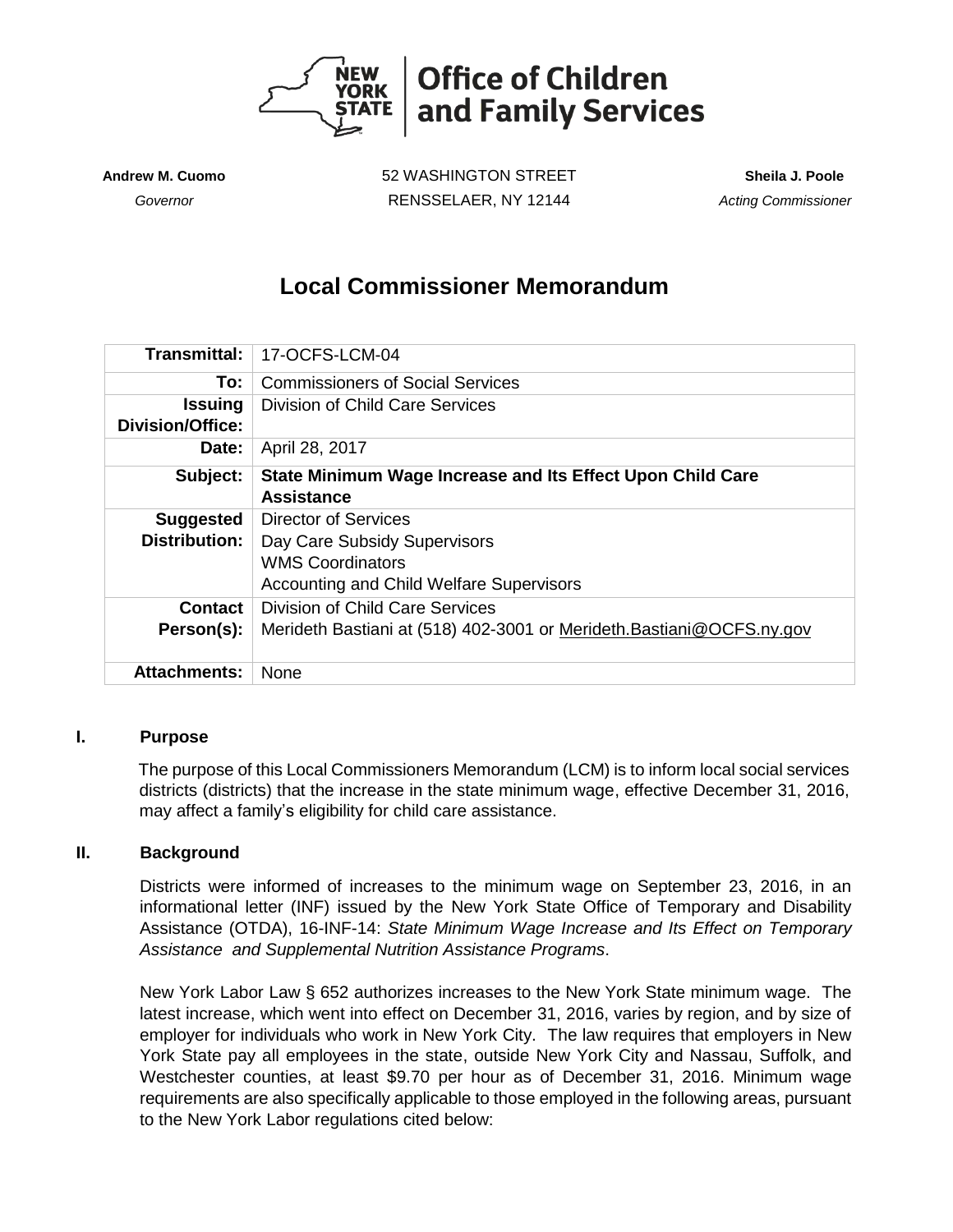**Office of Children and Family Services**

**Andrew M. Cuomo**
*Governor*

52 WASHINGTON STREET
RENSSELAER, NY 12144

**Sheila J. Poole**
*Acting Commissioner*

# Local Commissioner Memorandum

| | |
|---:|---|
| **Transmittal:** | 17-OCFS-LCM-04 |
| **To:** | Commissioners of Social Services |
| **Issuing Division/Office:** | Division of Child Care Services |
| **Date:** | April 28, 2017 |
| **Subject:** | **State Minimum Wage Increase and Its Effect Upon Child Care Assistance** |
| **Suggested Distribution:** | Director of Services<br>Day Care Subsidy Supervisors<br>WMS Coordinators<br>Accounting and Child Welfare Supervisors |
| **Contact Person(s):** | Division of Child Care Services<br>Merideth Bastiani at (518) 402-3001 or Merideth.Bastiani@OCFS.ny.gov |
| **Attachments:** | None |

## I. Purpose

The purpose of this Local Commissioners Memorandum (LCM) is to inform local social services districts (districts) that the increase in the state minimum wage, effective December 31, 2016, may affect a family's eligibility for child care assistance.

## II. Background

Districts were informed of increases to the minimum wage on September 23, 2016, in an informational letter (INF) issued by the New York State Office of Temporary and Disability Assistance (OTDA), 16-INF-14: *State Minimum Wage Increase and Its Effect on Temporary Assistance and Supplemental Nutrition Assistance Programs*.

New York Labor Law § 652 authorizes increases to the New York State minimum wage. The latest increase, which went into effect on December 31, 2016, varies by region, and by size of employer for individuals who work in New York City. The law requires that employers in New York State pay all employees in the state, outside New York City and Nassau, Suffolk, and Westchester counties, at least $9.70 per hour as of December 31, 2016. Minimum wage requirements are also specifically applicable to those employed in the following areas, pursuant to the New York Labor regulations cited below: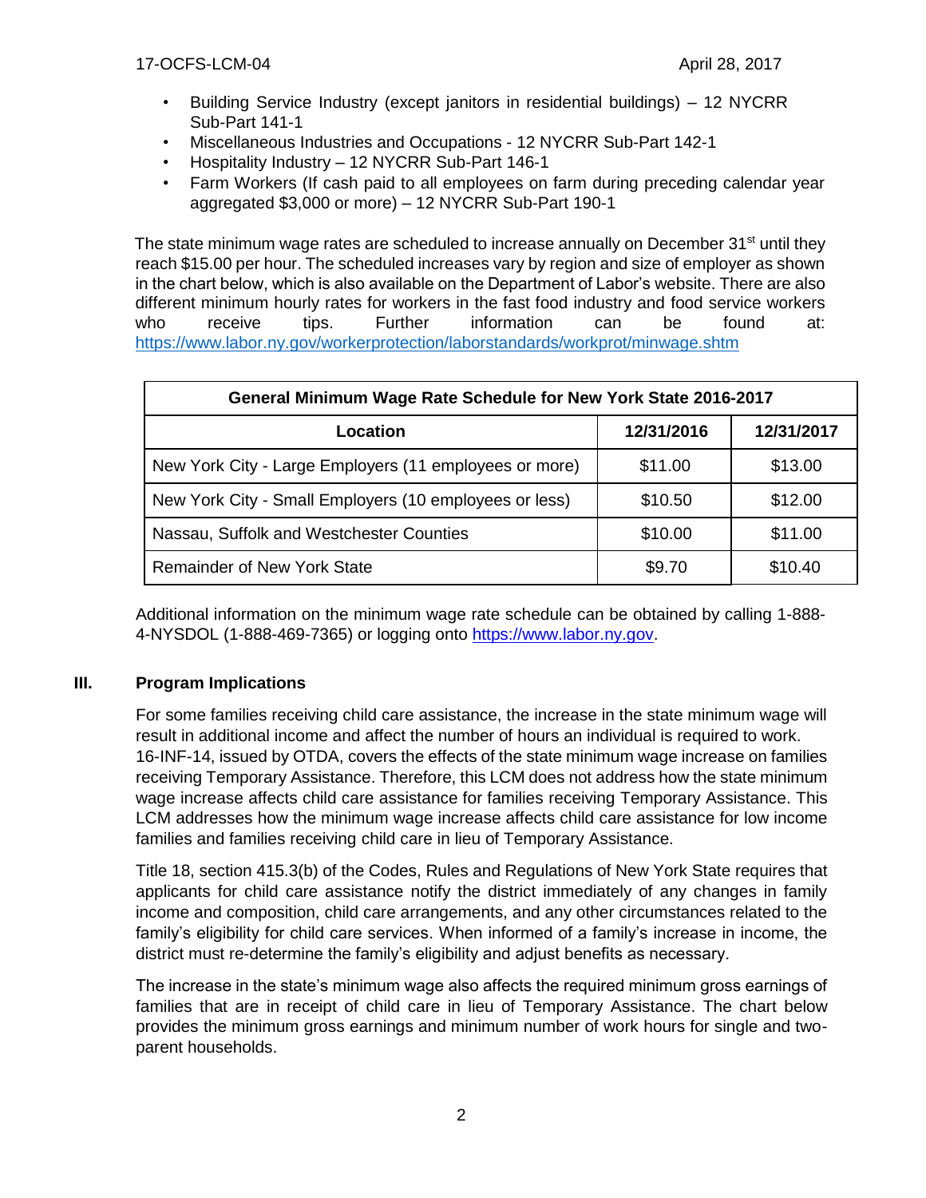- Building Service Industry (except janitors in residential buildings) – 12 NYCRR Sub-Part 141-1
- Miscellaneous Industries and Occupations - 12 NYCRR Sub-Part 142-1
- Hospitality Industry – 12 NYCRR Sub-Part 146-1
- Farm Workers (If cash paid to all employees on farm during preceding calendar year aggregated $3,000 or more) – 12 NYCRR Sub-Part 190-1

The state minimum wage rates are scheduled to increase annually on December 31st until they reach $15.00 per hour. The scheduled increases vary by region and size of employer as shown in the chart below, which is also available on the Department of Labor's website. There are also different minimum hourly rates for workers in the fast food industry and food service workers who receive tips. Further information can be found at: https://www.labor.ny.gov/workerprotection/laborstandards/workprot/minwage.shtm

| General Minimum Wage Rate Schedule for New York State 2016-2017 | | |
|---|---|---|
| **Location** | **12/31/2016** | **12/31/2017** |
| New York City - Large Employers (11 employees or more) | $11.00 | $13.00 |
| New York City - Small Employers (10 employees or less) | $10.50 | $12.00 |
| Nassau, Suffolk and Westchester Counties | $10.00 | $11.00 |
| Remainder of New York State | $9.70 | $10.40 |

Additional information on the minimum wage rate schedule can be obtained by calling 1-888-4-NYSDOL (1-888-469-7365) or logging onto https://www.labor.ny.gov.

## III. Program Implications

For some families receiving child care assistance, the increase in the state minimum wage will result in additional income and affect the number of hours an individual is required to work. 16-INF-14, issued by OTDA, covers the effects of the state minimum wage increase on families receiving Temporary Assistance. Therefore, this LCM does not address how the state minimum wage increase affects child care assistance for families receiving Temporary Assistance. This LCM addresses how the minimum wage increase affects child care assistance for low income families and families receiving child care in lieu of Temporary Assistance.

Title 18, section 415.3(b) of the Codes, Rules and Regulations of New York State requires that applicants for child care assistance notify the district immediately of any changes in family income and composition, child care arrangements, and any other circumstances related to the family's eligibility for child care services. When informed of a family's increase in income, the district must re-determine the family's eligibility and adjust benefits as necessary.

The increase in the state's minimum wage also affects the required minimum gross earnings of families that are in receipt of child care in lieu of Temporary Assistance. The chart below provides the minimum gross earnings and minimum number of work hours for single and two-parent households.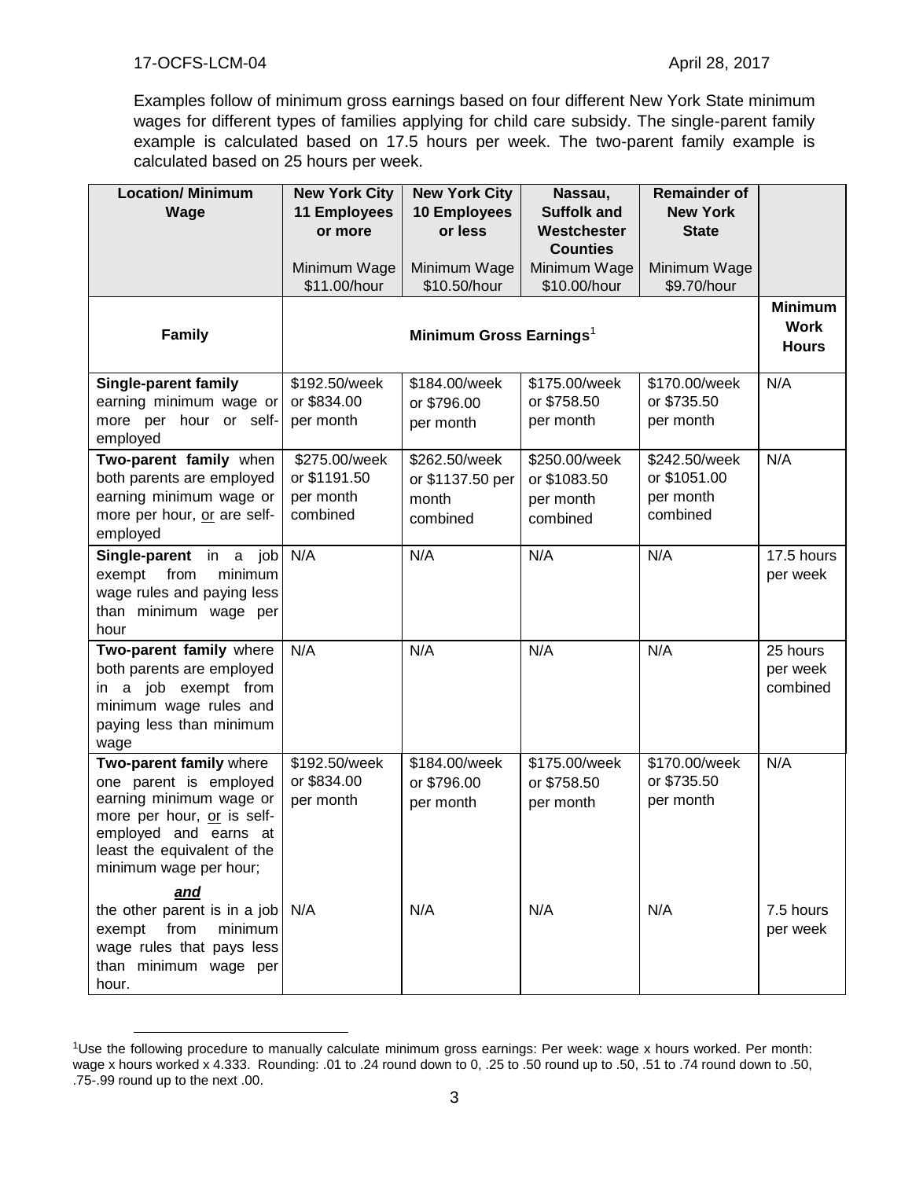Examples follow of minimum gross earnings based on four different New York State minimum wages for different types of families applying for child care subsidy. The single-parent family example is calculated based on 17.5 hours per week. The two-parent family example is calculated based on 25 hours per week.

| **Location/ Minimum Wage** | **New York City 11 Employees or more**<br>Minimum Wage $11.00/hour | **New York City 10 Employees or less**<br>Minimum Wage $10.50/hour | **Nassau, Suffolk and Westchester Counties**<br>Minimum Wage $10.00/hour | **Remainder of New York State**<br>Minimum Wage $9.70/hour | |
|---|---|---|---|---|---|
| **Family** | **Minimum Gross Earnings**[1] | | | | **Minimum Work Hours** |
| **Single-parent family** earning minimum wage or more per hour or self-employed | $192.50/week or $834.00 per month | $184.00/week or $796.00 per month | $175.00/week or $758.50 per month | $170.00/week or $735.50 per month | N/A |
| **Two-parent family** when both parents are employed earning minimum wage or more per hour, <u>or</u> are self-employed | $275.00/week or $1191.50 per month combined | $262.50/week or $1137.50 per month combined | $250.00/week or $1083.50 per month combined | $242.50/week or $1051.00 per month combined | N/A |
| **Single-parent** in a job exempt from minimum wage rules and paying less than minimum wage per hour | N/A | N/A | N/A | N/A | 17.5 hours per week |
| **Two-parent family** where both parents are employed in a job exempt from minimum wage rules and paying less than minimum wage | N/A | N/A | N/A | N/A | 25 hours per week combined |
| **Two-parent family** where one parent is employed earning minimum wage or more per hour, <u>or</u> is self-employed and earns at least the equivalent of the minimum wage per hour; | $192.50/week or $834.00 per month | $184.00/week or $796.00 per month | $175.00/week or $758.50 per month | $170.00/week or $735.50 per month | N/A |
| ***<u>and</u>***<br>the other parent is in a job exempt from minimum wage rules that pays less than minimum wage per hour. | N/A | N/A | N/A | N/A | 7.5 hours per week |

[1]Use the following procedure to manually calculate minimum gross earnings: Per week: wage x hours worked. Per month: wage x hours worked x 4.333. Rounding: .01 to .24 round down to 0, .25 to .50 round up to .50, .51 to .74 round down to .50, .75-.99 round up to the next .00.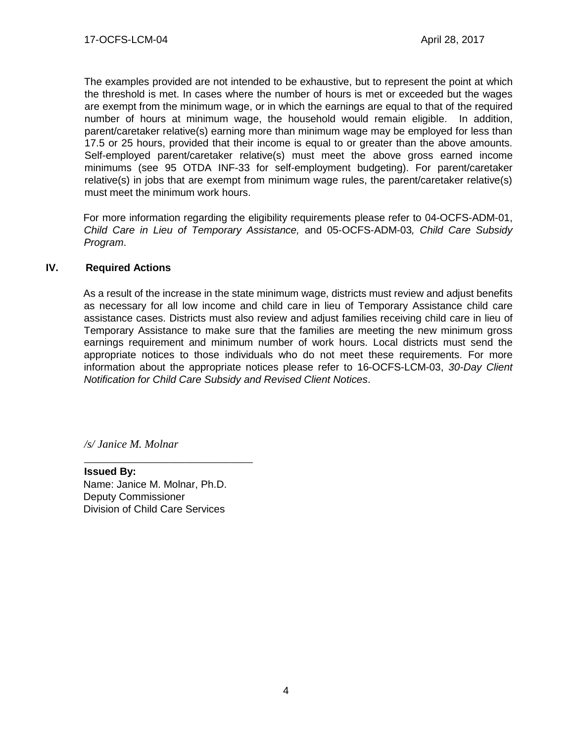The examples provided are not intended to be exhaustive, but to represent the point at which the threshold is met. In cases where the number of hours is met or exceeded but the wages are exempt from the minimum wage, or in which the earnings are equal to that of the required number of hours at minimum wage, the household would remain eligible. In addition, parent/caretaker relative(s) earning more than minimum wage may be employed for less than 17.5 or 25 hours, provided that their income is equal to or greater than the above amounts. Self-employed parent/caretaker relative(s) must meet the above gross earned income minimums (see 95 OTDA INF-33 for self-employment budgeting). For parent/caretaker relative(s) in jobs that are exempt from minimum wage rules, the parent/caretaker relative(s) must meet the minimum work hours.

For more information regarding the eligibility requirements please refer to 04-OCFS-ADM-01, *Child Care in Lieu of Temporary Assistance,* and 05-OCFS-ADM-03*, Child Care Subsidy Program*.

## IV. Required Actions

As a result of the increase in the state minimum wage, districts must review and adjust benefits as necessary for all low income and child care in lieu of Temporary Assistance child care assistance cases. Districts must also review and adjust families receiving child care in lieu of Temporary Assistance to make sure that the families are meeting the new minimum gross earnings requirement and minimum number of work hours. Local districts must send the appropriate notices to those individuals who do not meet these requirements. For more information about the appropriate notices please refer to 16-OCFS-LCM-03, *30-Day Client Notification for Child Care Subsidy and Revised Client Notices*.

*/s/ Janice M. Molnar*

**Issued By:**
Name: Janice M. Molnar, Ph.D.
Deputy Commissioner
Division of Child Care Services